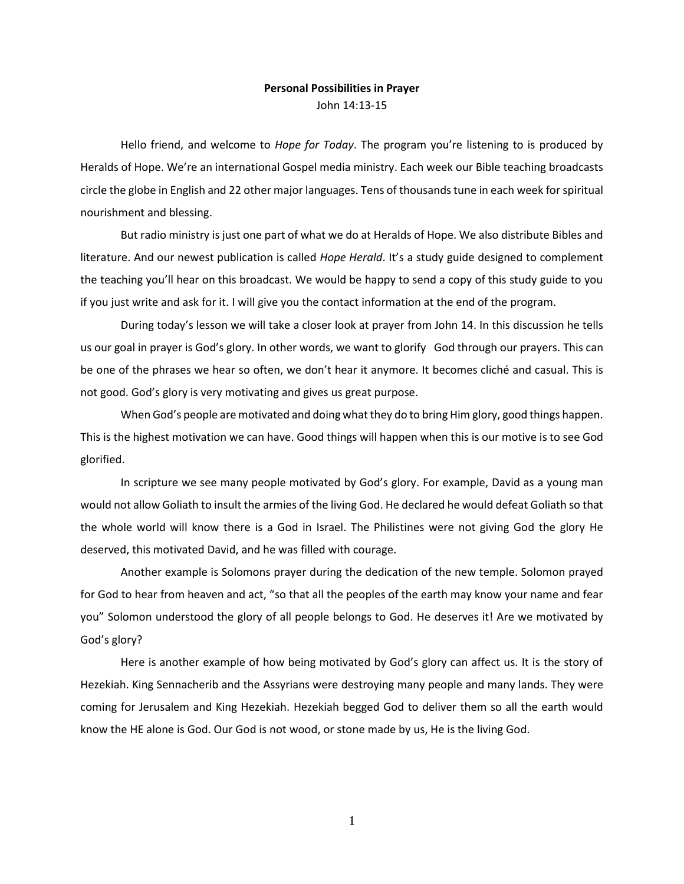**Personal Possibilities in Prayer**

John 14:13-15

Hello friend, and welcome to *Hope for Today*. The program you're listening to is produced by Heralds of Hope. We're an international Gospel media ministry. Each week our Bible teaching broadcasts circle the globe in English and 22 other major languages. Tens of thousands tune in each week for spiritual nourishment and blessing.

But radio ministry is just one part of what we do at Heralds of Hope. We also distribute Bibles and literature. And our newest publication is called *Hope Herald*. It's a study guide designed to complement the teaching you'll hear on this broadcast. We would be happy to send a copy of this study guide to you if you just write and ask for it. I will give you the contact information at the end of the program.

During today's lesson we will take a closer look at prayer from John 14. In this discussion he tells us our goal in prayer is God's glory. In other words, we want to glorify God through our prayers. This can be one of the phrases we hear so often, we don't hear it anymore. It becomes cliché and casual. This is not good. God's glory is very motivating and gives us great purpose.

When God's people are motivated and doing what they do to bring Him glory, good things happen. This is the highest motivation we can have. Good things will happen when this is our motive is to see God glorified.

In scripture we see many people motivated by God's glory. For example, David as a young man would not allow Goliath to insult the armies of the living God. He declared he would defeat Goliath so that the whole world will know there is a God in Israel. The Philistines were not giving God the glory He deserved, this motivated David, and he was filled with courage.

Another example is Solomons prayer during the dedication of the new temple. Solomon prayed for God to hear from heaven and act, "so that all the peoples of the earth may know your name and fear you" Solomon understood the glory of all people belongs to God. He deserves it! Are we motivated by God's glory?

Here is another example of how being motivated by God's glory can affect us. It is the story of Hezekiah. King Sennacherib and the Assyrians were destroying many people and many lands. They were coming for Jerusalem and King Hezekiah. Hezekiah begged God to deliver them so all the earth would know the HE alone is God. Our God is not wood, or stone made by us, He is the living God.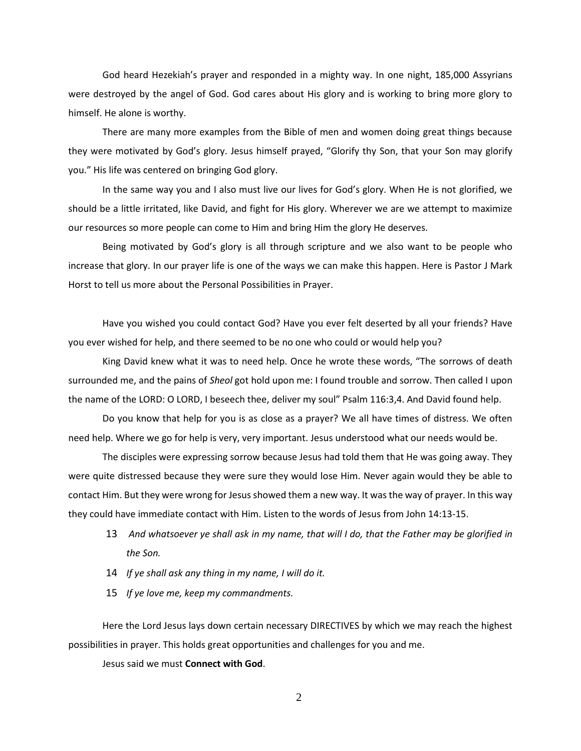God heard Hezekiah's prayer and responded in a mighty way. In one night, 185,000 Assyrians were destroyed by the angel of God. God cares about His glory and is working to bring more glory to himself. He alone is worthy.

There are many more examples from the Bible of men and women doing great things because they were motivated by God's glory. Jesus himself prayed, "Glorify thy Son, that your Son may glorify you." His life was centered on bringing God glory.

In the same way you and I also must live our lives for God's glory. When He is not glorified, we should be a little irritated, like David, and fight for His glory. Wherever we are we attempt to maximize our resources so more people can come to Him and bring Him the glory He deserves.

Being motivated by God's glory is all through scripture and we also want to be people who increase that glory. In our prayer life is one of the ways we can make this happen. Here is Pastor J Mark Horst to tell us more about the Personal Possibilities in Prayer.

Have you wished you could contact God? Have you ever felt deserted by all your friends? Have you ever wished for help, and there seemed to be no one who could or would help you?

King David knew what it was to need help. Once he wrote these words, "The sorrows of death surrounded me, and the pains of *Sheol* got hold upon me: I found trouble and sorrow. Then called I upon the name of the LORD: O LORD, I beseech thee, deliver my soul" Psalm 116:3,4. And David found help.

Do you know that help for you is as close as a prayer? We all have times of distress. We often need help. Where we go for help is very, very important. Jesus understood what our needs would be.

The disciples were expressing sorrow because Jesus had told them that He was going away. They were quite distressed because they were sure they would lose Him. Never again would they be able to contact Him. But they were wrong for Jesus showed them a new way. It was the way of prayer. In this way they could have immediate contact with Him. Listen to the words of Jesus from John 14:13-15.

13 *And whatsoever ye shall ask in my name, that will I do, that the Father may be glorified in the Son.*

14 *If ye shall ask any thing in my name, I will do it.*

15 *If ye love me, keep my commandments.*

Here the Lord Jesus lays down certain necessary DIRECTIVES by which we may reach the highest possibilities in prayer. This holds great opportunities and challenges for you and me.

Jesus said we must **Connect with God**.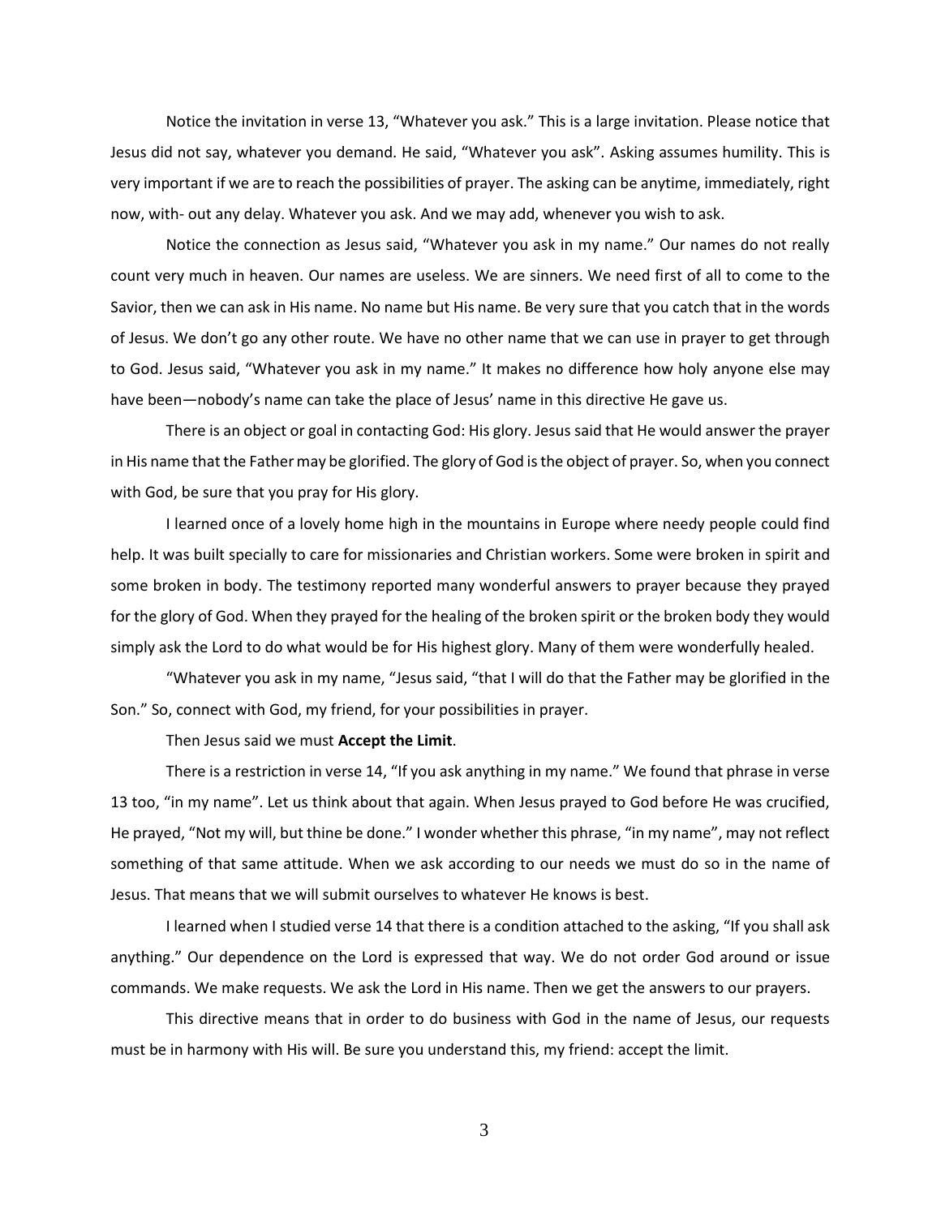Notice the invitation in verse 13, "Whatever you ask." This is a large invitation. Please notice that Jesus did not say, whatever you demand. He said, "Whatever you ask". Asking assumes humility. This is very important if we are to reach the possibilities of prayer. The asking can be anytime, immediately, right now, with- out any delay. Whatever you ask. And we may add, whenever you wish to ask.

Notice the connection as Jesus said, "Whatever you ask in my name." Our names do not really count very much in heaven. Our names are useless. We are sinners. We need first of all to come to the Savior, then we can ask in His name. No name but His name. Be very sure that you catch that in the words of Jesus. We don't go any other route. We have no other name that we can use in prayer to get through to God. Jesus said, "Whatever you ask in my name." It makes no difference how holy anyone else may have been—nobody's name can take the place of Jesus' name in this directive He gave us.

There is an object or goal in contacting God: His glory. Jesus said that He would answer the prayer in His name that the Father may be glorified. The glory of God is the object of prayer. So, when you connect with God, be sure that you pray for His glory.

I learned once of a lovely home high in the mountains in Europe where needy people could find help. It was built specially to care for missionaries and Christian workers. Some were broken in spirit and some broken in body. The testimony reported many wonderful answers to prayer because they prayed for the glory of God. When they prayed for the healing of the broken spirit or the broken body they would simply ask the Lord to do what would be for His highest glory. Many of them were wonderfully healed.

"Whatever you ask in my name, "Jesus said, "that I will do that the Father may be glorified in the Son." So, connect with God, my friend, for your possibilities in prayer.

Then Jesus said we must **Accept the Limit**.

There is a restriction in verse 14, "If you ask anything in my name." We found that phrase in verse 13 too, "in my name". Let us think about that again. When Jesus prayed to God before He was crucified, He prayed, "Not my will, but thine be done." I wonder whether this phrase, "in my name", may not reflect something of that same attitude. When we ask according to our needs we must do so in the name of Jesus. That means that we will submit ourselves to whatever He knows is best.

I learned when I studied verse 14 that there is a condition attached to the asking, "If you shall ask anything." Our dependence on the Lord is expressed that way. We do not order God around or issue commands. We make requests. We ask the Lord in His name. Then we get the answers to our prayers.

This directive means that in order to do business with God in the name of Jesus, our requests must be in harmony with His will. Be sure you understand this, my friend: accept the limit.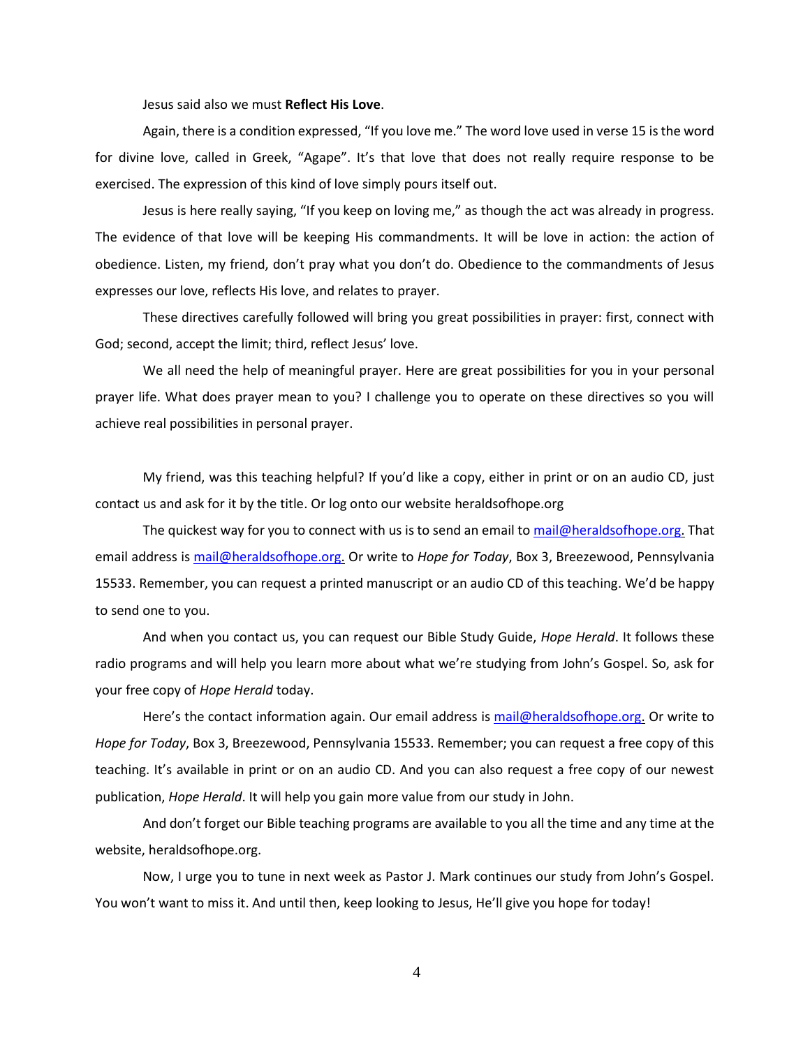Jesus said also we must **Reflect His Love**.

Again, there is a condition expressed, "If you love me." The word love used in verse 15 is the word for divine love, called in Greek, "Agape". It's that love that does not really require response to be exercised. The expression of this kind of love simply pours itself out.

Jesus is here really saying, "If you keep on loving me," as though the act was already in progress. The evidence of that love will be keeping His commandments. It will be love in action: the action of obedience. Listen, my friend, don't pray what you don't do. Obedience to the commandments of Jesus expresses our love, reflects His love, and relates to prayer.

These directives carefully followed will bring you great possibilities in prayer: first, connect with God; second, accept the limit; third, reflect Jesus' love.

We all need the help of meaningful prayer. Here are great possibilities for you in your personal prayer life. What does prayer mean to you? I challenge you to operate on these directives so you will achieve real possibilities in personal prayer.

My friend, was this teaching helpful? If you'd like a copy, either in print or on an audio CD, just contact us and ask for it by the title. Or log onto our website heraldsofhope.org

The quickest way for you to connect with us is to send an email to mail@heraldsofhope.org. That email address is mail@heraldsofhope.org. Or write to *Hope for Today*, Box 3, Breezewood, Pennsylvania 15533. Remember, you can request a printed manuscript or an audio CD of this teaching. We'd be happy to send one to you.

And when you contact us, you can request our Bible Study Guide, *Hope Herald*. It follows these radio programs and will help you learn more about what we're studying from John's Gospel. So, ask for your free copy of *Hope Herald* today.

Here's the contact information again. Our email address is mail@heraldsofhope.org. Or write to *Hope for Today*, Box 3, Breezewood, Pennsylvania 15533. Remember; you can request a free copy of this teaching. It's available in print or on an audio CD. And you can also request a free copy of our newest publication, *Hope Herald*. It will help you gain more value from our study in John.

And don't forget our Bible teaching programs are available to you all the time and any time at the website, heraldsofhope.org.

Now, I urge you to tune in next week as Pastor J. Mark continues our study from John's Gospel. You won't want to miss it. And until then, keep looking to Jesus, He'll give you hope for today!